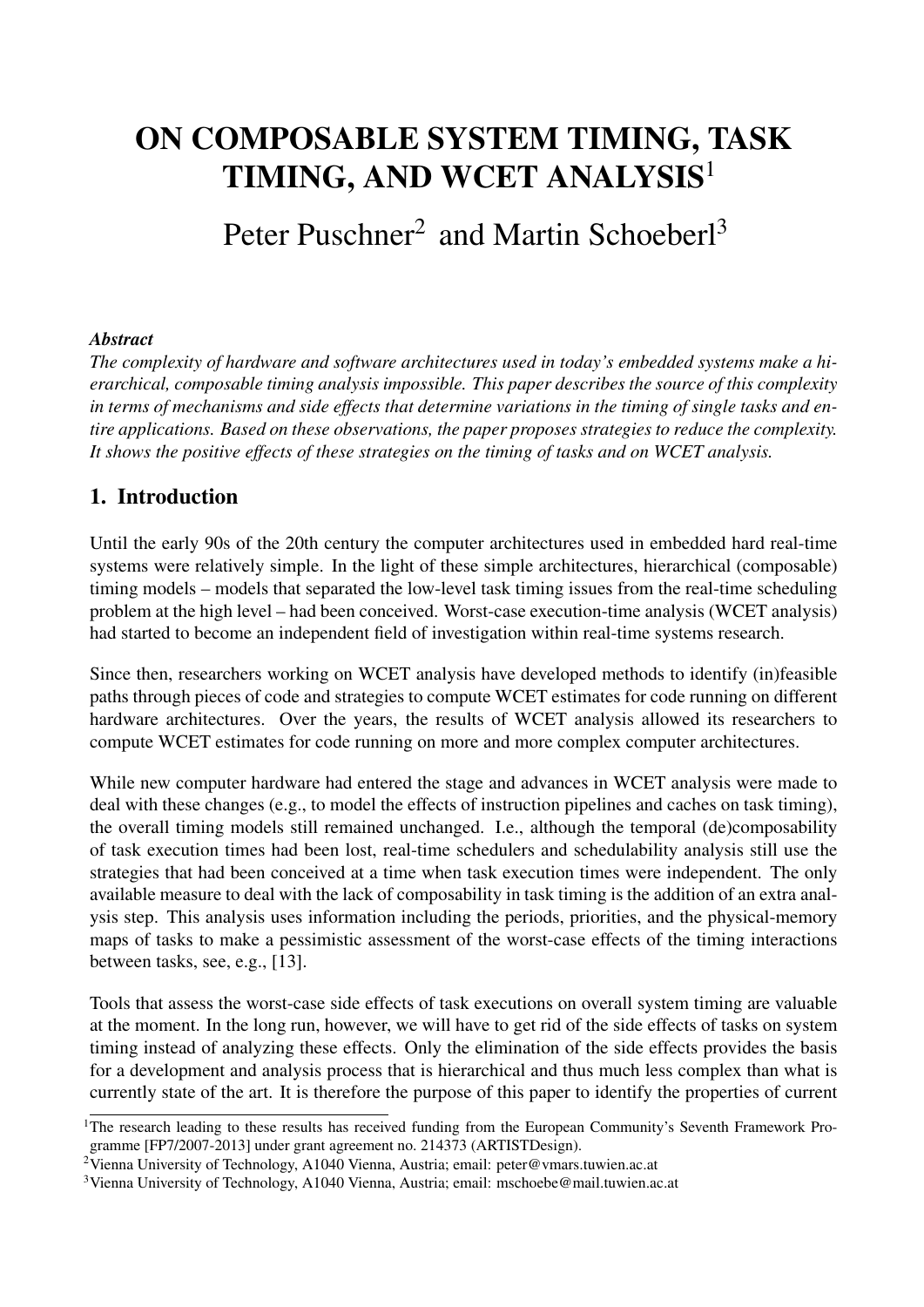# ON COMPOSABLE SYSTEM TIMING, TASK TIMING, AND WCET ANALYSIS[1]

Peter Puschner[2] and Martin Schoeberl[3]

***Abstract***

*The complexity of hardware and software architectures used in today's embedded systems make a hierarchical, composable timing analysis impossible. This paper describes the source of this complexity in terms of mechanisms and side effects that determine variations in the timing of single tasks and entire applications. Based on these observations, the paper proposes strategies to reduce the complexity. It shows the positive effects of these strategies on the timing of tasks and on WCET analysis.*

## 1. Introduction

Until the early 90s of the 20th century the computer architectures used in embedded hard real-time systems were relatively simple. In the light of these simple architectures, hierarchical (composable) timing models – models that separated the low-level task timing issues from the real-time scheduling problem at the high level – had been conceived. Worst-case execution-time analysis (WCET analysis) had started to become an independent field of investigation within real-time systems research.

Since then, researchers working on WCET analysis have developed methods to identify (in)feasible paths through pieces of code and strategies to compute WCET estimates for code running on different hardware architectures. Over the years, the results of WCET analysis allowed its researchers to compute WCET estimates for code running on more and more complex computer architectures.

While new computer hardware had entered the stage and advances in WCET analysis were made to deal with these changes (e.g., to model the effects of instruction pipelines and caches on task timing), the overall timing models still remained unchanged. I.e., although the temporal (de)composability of task execution times had been lost, real-time schedulers and schedulability analysis still use the strategies that had been conceived at a time when task execution times were independent. The only available measure to deal with the lack of composability in task timing is the addition of an extra analysis step. This analysis uses information including the periods, priorities, and the physical-memory maps of tasks to make a pessimistic assessment of the worst-case effects of the timing interactions between tasks, see, e.g., [13].

Tools that assess the worst-case side effects of task executions on overall system timing are valuable at the moment. In the long run, however, we will have to get rid of the side effects of tasks on system timing instead of analyzing these effects. Only the elimination of the side effects provides the basis for a development and analysis process that is hierarchical and thus much less complex than what is currently state of the art. It is therefore the purpose of this paper to identify the properties of current

[1] The research leading to these results has received funding from the European Community's Seventh Framework Programme [FP7/2007-2013] under grant agreement no. 214373 (ARTISTDesign).

[2] Vienna University of Technology, A1040 Vienna, Austria; email: peter@vmars.tuwien.ac.at

[3] Vienna University of Technology, A1040 Vienna, Austria; email: mschoebe@mail.tuwien.ac.at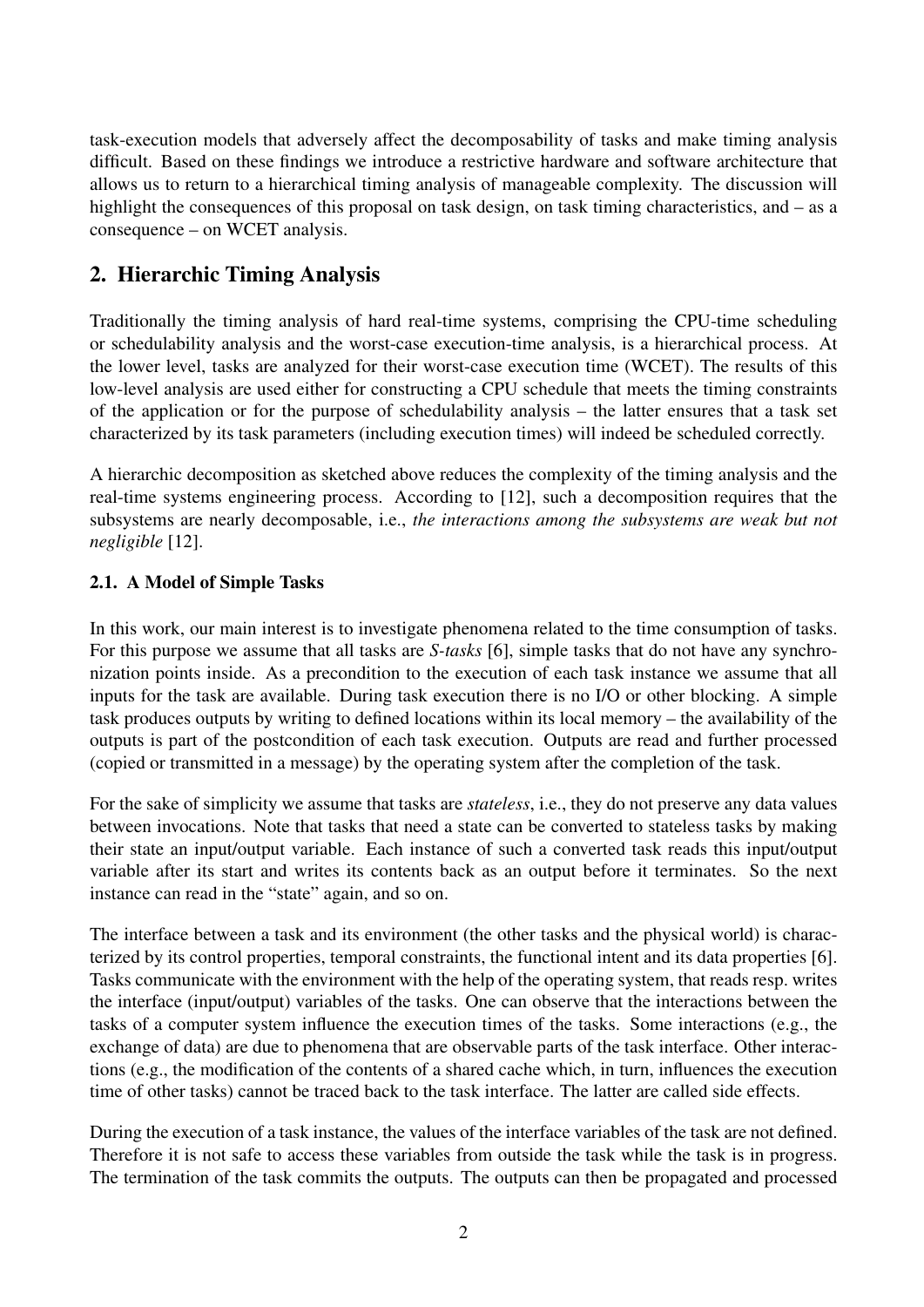task-execution models that adversely affect the decomposability of tasks and make timing analysis difficult. Based on these findings we introduce a restrictive hardware and software architecture that allows us to return to a hierarchical timing analysis of manageable complexity. The discussion will highlight the consequences of this proposal on task design, on task timing characteristics, and – as a consequence – on WCET analysis.

## 2. Hierarchic Timing Analysis

Traditionally the timing analysis of hard real-time systems, comprising the CPU-time scheduling or schedulability analysis and the worst-case execution-time analysis, is a hierarchical process. At the lower level, tasks are analyzed for their worst-case execution time (WCET). The results of this low-level analysis are used either for constructing a CPU schedule that meets the timing constraints of the application or for the purpose of schedulability analysis – the latter ensures that a task set characterized by its task parameters (including execution times) will indeed be scheduled correctly.

A hierarchic decomposition as sketched above reduces the complexity of the timing analysis and the real-time systems engineering process. According to [12], such a decomposition requires that the subsystems are nearly decomposable, i.e., *the interactions among the subsystems are weak but not negligible* [12].

### 2.1. A Model of Simple Tasks

In this work, our main interest is to investigate phenomena related to the time consumption of tasks. For this purpose we assume that all tasks are *S-tasks* [6], simple tasks that do not have any synchronization points inside. As a precondition to the execution of each task instance we assume that all inputs for the task are available. During task execution there is no I/O or other blocking. A simple task produces outputs by writing to defined locations within its local memory – the availability of the outputs is part of the postcondition of each task execution. Outputs are read and further processed (copied or transmitted in a message) by the operating system after the completion of the task.

For the sake of simplicity we assume that tasks are *stateless*, i.e., they do not preserve any data values between invocations. Note that tasks that need a state can be converted to stateless tasks by making their state an input/output variable. Each instance of such a converted task reads this input/output variable after its start and writes its contents back as an output before it terminates. So the next instance can read in the "state" again, and so on.

The interface between a task and its environment (the other tasks and the physical world) is characterized by its control properties, temporal constraints, the functional intent and its data properties [6]. Tasks communicate with the environment with the help of the operating system, that reads resp. writes the interface (input/output) variables of the tasks. One can observe that the interactions between the tasks of a computer system influence the execution times of the tasks. Some interactions (e.g., the exchange of data) are due to phenomena that are observable parts of the task interface. Other interactions (e.g., the modification of the contents of a shared cache which, in turn, influences the execution time of other tasks) cannot be traced back to the task interface. The latter are called side effects.

During the execution of a task instance, the values of the interface variables of the task are not defined. Therefore it is not safe to access these variables from outside the task while the task is in progress. The termination of the task commits the outputs. The outputs can then be propagated and processed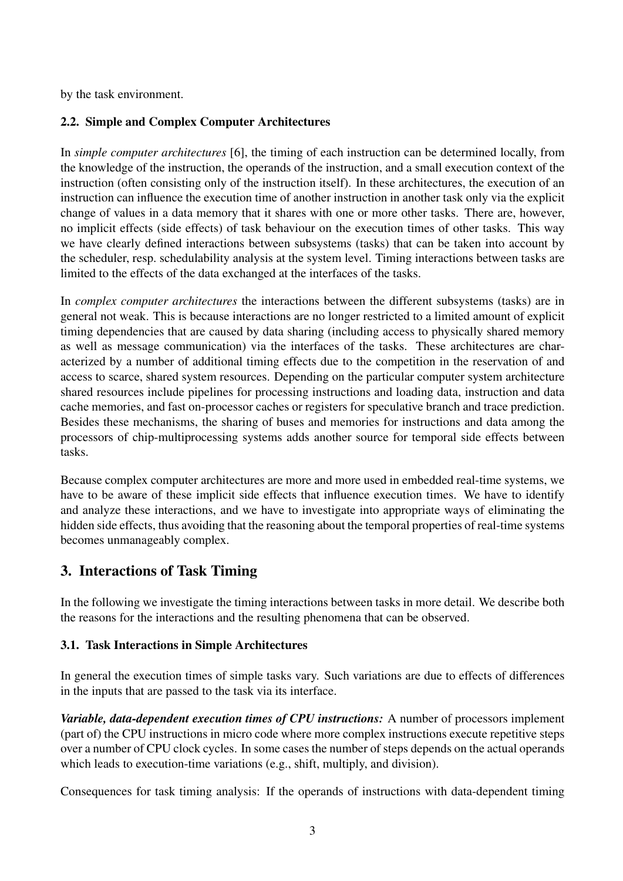by the task environment.

### 2.2. Simple and Complex Computer Architectures

In *simple computer architectures* [6], the timing of each instruction can be determined locally, from the knowledge of the instruction, the operands of the instruction, and a small execution context of the instruction (often consisting only of the instruction itself). In these architectures, the execution of an instruction can influence the execution time of another instruction in another task only via the explicit change of values in a data memory that it shares with one or more other tasks. There are, however, no implicit effects (side effects) of task behaviour on the execution times of other tasks. This way we have clearly defined interactions between subsystems (tasks) that can be taken into account by the scheduler, resp. schedulability analysis at the system level. Timing interactions between tasks are limited to the effects of the data exchanged at the interfaces of the tasks.

In *complex computer architectures* the interactions between the different subsystems (tasks) are in general not weak. This is because interactions are no longer restricted to a limited amount of explicit timing dependencies that are caused by data sharing (including access to physically shared memory as well as message communication) via the interfaces of the tasks. These architectures are characterized by a number of additional timing effects due to the competition in the reservation of and access to scarce, shared system resources. Depending on the particular computer system architecture shared resources include pipelines for processing instructions and loading data, instruction and data cache memories, and fast on-processor caches or registers for speculative branch and trace prediction. Besides these mechanisms, the sharing of buses and memories for instructions and data among the processors of chip-multiprocessing systems adds another source for temporal side effects between tasks.

Because complex computer architectures are more and more used in embedded real-time systems, we have to be aware of these implicit side effects that influence execution times. We have to identify and analyze these interactions, and we have to investigate into appropriate ways of eliminating the hidden side effects, thus avoiding that the reasoning about the temporal properties of real-time systems becomes unmanageably complex.

## 3. Interactions of Task Timing

In the following we investigate the timing interactions between tasks in more detail. We describe both the reasons for the interactions and the resulting phenomena that can be observed.

### 3.1. Task Interactions in Simple Architectures

In general the execution times of simple tasks vary. Such variations are due to effects of differences in the inputs that are passed to the task via its interface.

***Variable, data-dependent execution times of CPU instructions:*** A number of processors implement (part of) the CPU instructions in micro code where more complex instructions execute repetitive steps over a number of CPU clock cycles. In some cases the number of steps depends on the actual operands which leads to execution-time variations (e.g., shift, multiply, and division).

Consequences for task timing analysis: If the operands of instructions with data-dependent timing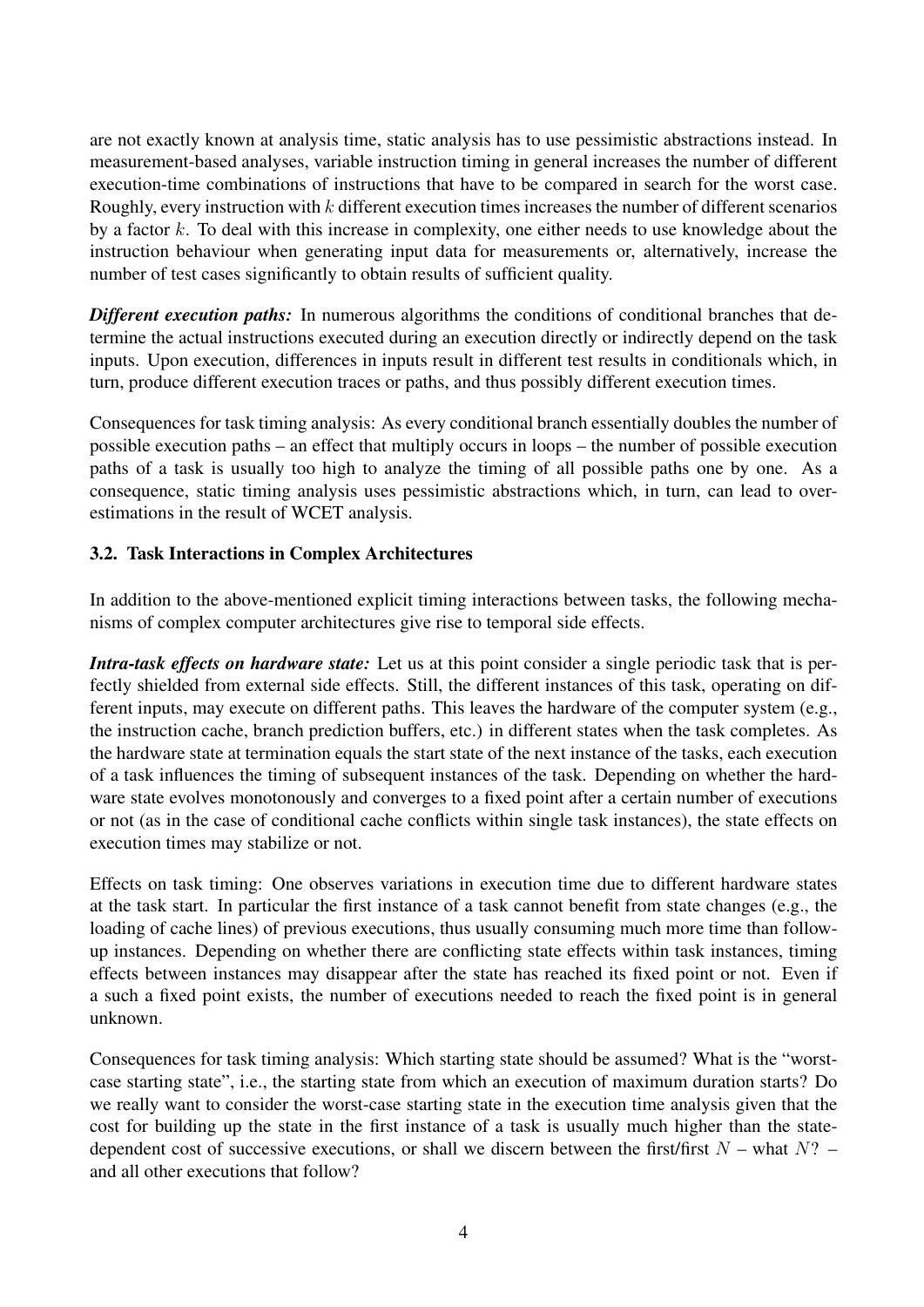are not exactly known at analysis time, static analysis has to use pessimistic abstractions instead. In measurement-based analyses, variable instruction timing in general increases the number of different execution-time combinations of instructions that have to be compared in search for the worst case. Roughly, every instruction with $k$ different execution times increases the number of different scenarios by a factor $k$. To deal with this increase in complexity, one either needs to use knowledge about the instruction behaviour when generating input data for measurements or, alternatively, increase the number of test cases significantly to obtain results of sufficient quality.

***Different execution paths:*** In numerous algorithms the conditions of conditional branches that determine the actual instructions executed during an execution directly or indirectly depend on the task inputs. Upon execution, differences in inputs result in different test results in conditionals which, in turn, produce different execution traces or paths, and thus possibly different execution times.

Consequences for task timing analysis: As every conditional branch essentially doubles the number of possible execution paths – an effect that multiply occurs in loops – the number of possible execution paths of a task is usually too high to analyze the timing of all possible paths one by one. As a consequence, static timing analysis uses pessimistic abstractions which, in turn, can lead to overestimations in the result of WCET analysis.

### 3.2. Task Interactions in Complex Architectures

In addition to the above-mentioned explicit timing interactions between tasks, the following mechanisms of complex computer architectures give rise to temporal side effects.

***Intra-task effects on hardware state:*** Let us at this point consider a single periodic task that is perfectly shielded from external side effects. Still, the different instances of this task, operating on different inputs, may execute on different paths. This leaves the hardware of the computer system (e.g., the instruction cache, branch prediction buffers, etc.) in different states when the task completes. As the hardware state at termination equals the start state of the next instance of the tasks, each execution of a task influences the timing of subsequent instances of the task. Depending on whether the hardware state evolves monotonously and converges to a fixed point after a certain number of executions or not (as in the case of conditional cache conflicts within single task instances), the state effects on execution times may stabilize or not.

Effects on task timing: One observes variations in execution time due to different hardware states at the task start. In particular the first instance of a task cannot benefit from state changes (e.g., the loading of cache lines) of previous executions, thus usually consuming much more time than follow-up instances. Depending on whether there are conflicting state effects within task instances, timing effects between instances may disappear after the state has reached its fixed point or not. Even if a such a fixed point exists, the number of executions needed to reach the fixed point is in general unknown.

Consequences for task timing analysis: Which starting state should be assumed? What is the "worst-case starting state", i.e., the starting state from which an execution of maximum duration starts? Do we really want to consider the worst-case starting state in the execution time analysis given that the cost for building up the state in the first instance of a task is usually much higher than the state-dependent cost of successive executions, or shall we discern between the first/first $N$ – what $N$? – and all other executions that follow?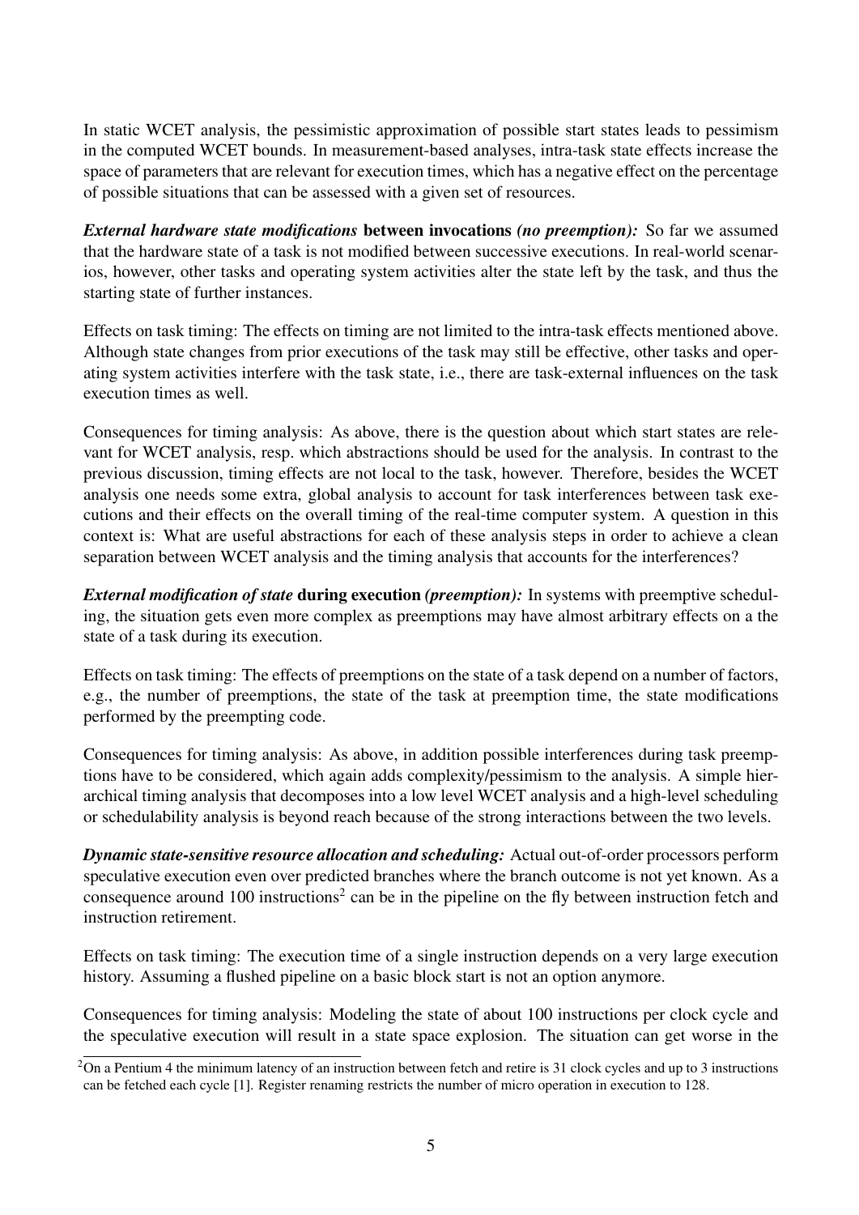In static WCET analysis, the pessimistic approximation of possible start states leads to pessimism in the computed WCET bounds. In measurement-based analyses, intra-task state effects increase the space of parameters that are relevant for execution times, which has a negative effect on the percentage of possible situations that can be assessed with a given set of resources.

***External hardware state modifications* between invocations *(no preemption):*** So far we assumed that the hardware state of a task is not modified between successive executions. In real-world scenarios, however, other tasks and operating system activities alter the state left by the task, and thus the starting state of further instances.

Effects on task timing: The effects on timing are not limited to the intra-task effects mentioned above. Although state changes from prior executions of the task may still be effective, other tasks and operating system activities interfere with the task state, i.e., there are task-external influences on the task execution times as well.

Consequences for timing analysis: As above, there is the question about which start states are relevant for WCET analysis, resp. which abstractions should be used for the analysis. In contrast to the previous discussion, timing effects are not local to the task, however. Therefore, besides the WCET analysis one needs some extra, global analysis to account for task interferences between task executions and their effects on the overall timing of the real-time computer system. A question in this context is: What are useful abstractions for each of these analysis steps in order to achieve a clean separation between WCET analysis and the timing analysis that accounts for the interferences?

***External modification of state* during execution *(preemption):*** In systems with preemptive scheduling, the situation gets even more complex as preemptions may have almost arbitrary effects on a the state of a task during its execution.

Effects on task timing: The effects of preemptions on the state of a task depend on a number of factors, e.g., the number of preemptions, the state of the task at preemption time, the state modifications performed by the preempting code.

Consequences for timing analysis: As above, in addition possible interferences during task preemptions have to be considered, which again adds complexity/pessimism to the analysis. A simple hierarchical timing analysis that decomposes into a low level WCET analysis and a high-level scheduling or schedulability analysis is beyond reach because of the strong interactions between the two levels.

***Dynamic state-sensitive resource allocation and scheduling:*** Actual out-of-order processors perform speculative execution even over predicted branches where the branch outcome is not yet known. As a consequence around 100 instructions[2] can be in the pipeline on the fly between instruction fetch and instruction retirement.

Effects on task timing: The execution time of a single instruction depends on a very large execution history. Assuming a flushed pipeline on a basic block start is not an option anymore.

Consequences for timing analysis: Modeling the state of about 100 instructions per clock cycle and the speculative execution will result in a state space explosion. The situation can get worse in the

[2] On a Pentium 4 the minimum latency of an instruction between fetch and retire is 31 clock cycles and up to 3 instructions can be fetched each cycle [1]. Register renaming restricts the number of micro operation in execution to 128.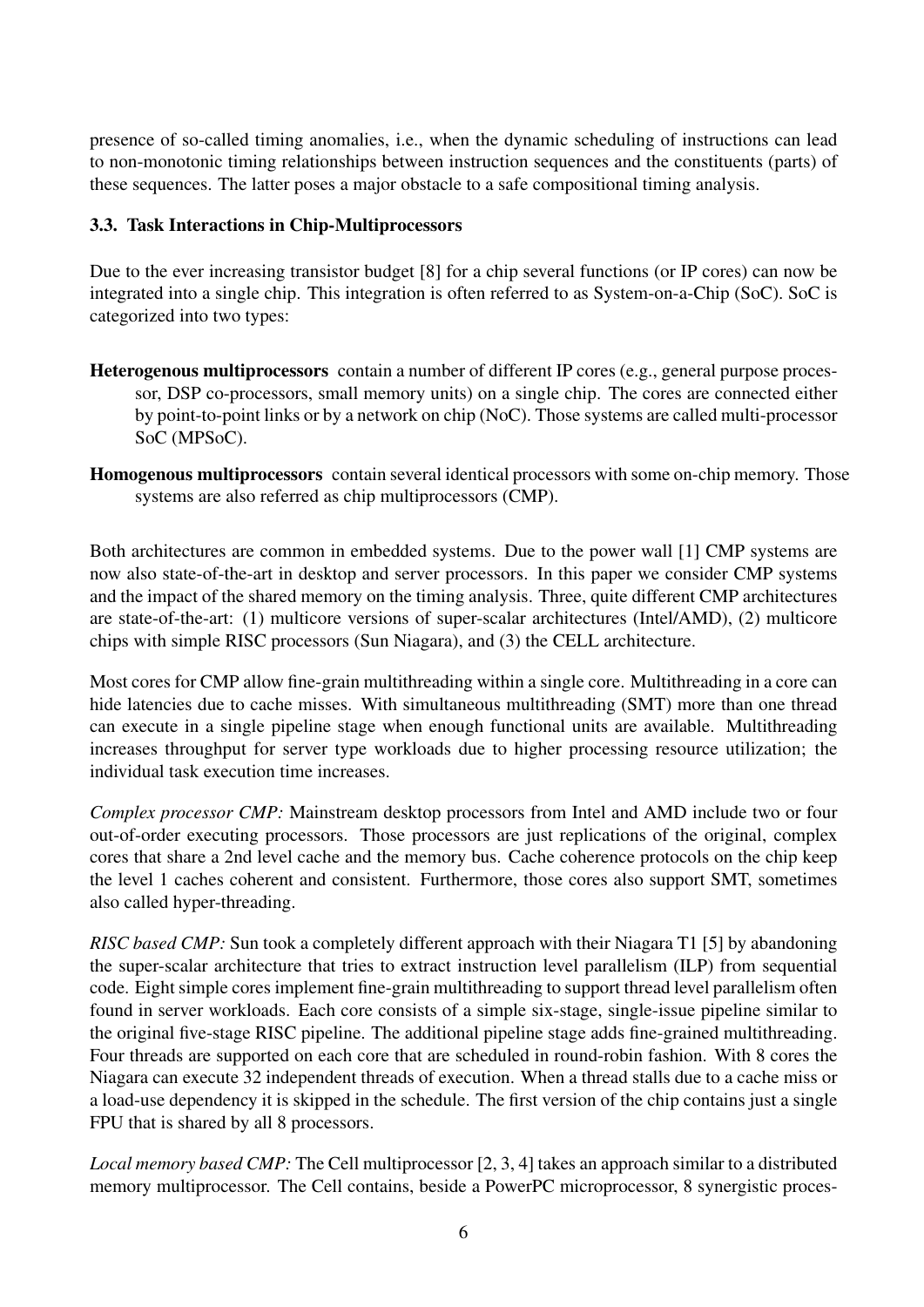presence of so-called timing anomalies, i.e., when the dynamic scheduling of instructions can lead to non-monotonic timing relationships between instruction sequences and the constituents (parts) of these sequences. The latter poses a major obstacle to a safe compositional timing analysis.

### 3.3. Task Interactions in Chip-Multiprocessors

Due to the ever increasing transistor budget [8] for a chip several functions (or IP cores) can now be integrated into a single chip. This integration is often referred to as System-on-a-Chip (SoC). SoC is categorized into two types:

**Heterogenous multiprocessors** contain a number of different IP cores (e.g., general purpose processor, DSP co-processors, small memory units) on a single chip. The cores are connected either by point-to-point links or by a network on chip (NoC). Those systems are called multi-processor SoC (MPSoC).

**Homogenous multiprocessors** contain several identical processors with some on-chip memory. Those systems are also referred as chip multiprocessors (CMP).

Both architectures are common in embedded systems. Due to the power wall [1] CMP systems are now also state-of-the-art in desktop and server processors. In this paper we consider CMP systems and the impact of the shared memory on the timing analysis. Three, quite different CMP architectures are state-of-the-art: (1) multicore versions of super-scalar architectures (Intel/AMD), (2) multicore chips with simple RISC processors (Sun Niagara), and (3) the CELL architecture.

Most cores for CMP allow fine-grain multithreading within a single core. Multithreading in a core can hide latencies due to cache misses. With simultaneous multithreading (SMT) more than one thread can execute in a single pipeline stage when enough functional units are available. Multithreading increases throughput for server type workloads due to higher processing resource utilization; the individual task execution time increases.

*Complex processor CMP:* Mainstream desktop processors from Intel and AMD include two or four out-of-order executing processors. Those processors are just replications of the original, complex cores that share a 2nd level cache and the memory bus. Cache coherence protocols on the chip keep the level 1 caches coherent and consistent. Furthermore, those cores also support SMT, sometimes also called hyper-threading.

*RISC based CMP:* Sun took a completely different approach with their Niagara T1 [5] by abandoning the super-scalar architecture that tries to extract instruction level parallelism (ILP) from sequential code. Eight simple cores implement fine-grain multithreading to support thread level parallelism often found in server workloads. Each core consists of a simple six-stage, single-issue pipeline similar to the original five-stage RISC pipeline. The additional pipeline stage adds fine-grained multithreading. Four threads are supported on each core that are scheduled in round-robin fashion. With 8 cores the Niagara can execute 32 independent threads of execution. When a thread stalls due to a cache miss or a load-use dependency it is skipped in the schedule. The first version of the chip contains just a single FPU that is shared by all 8 processors.

*Local memory based CMP:* The Cell multiprocessor [2, 3, 4] takes an approach similar to a distributed memory multiprocessor. The Cell contains, beside a PowerPC microprocessor, 8 synergistic proces-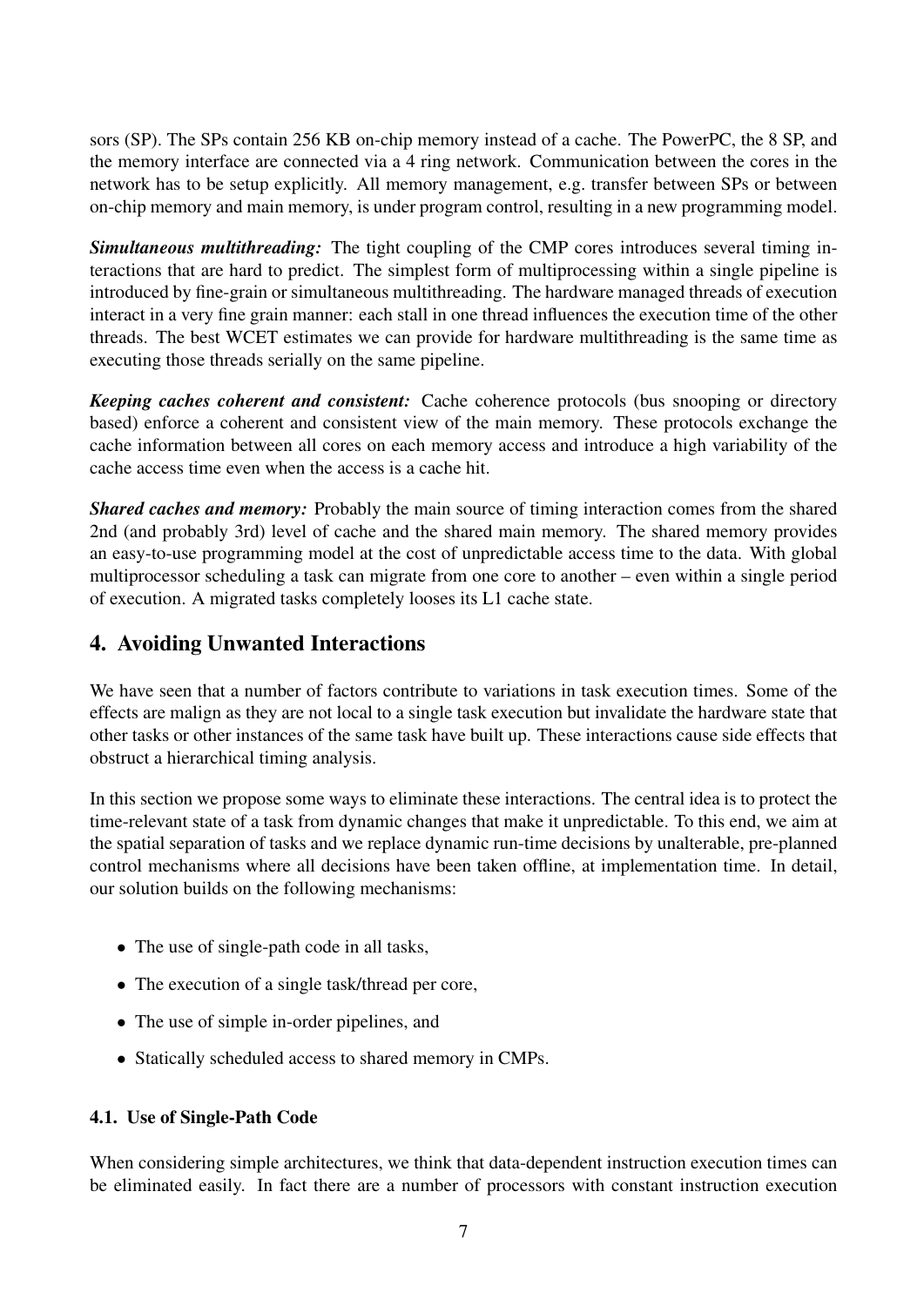sors (SP). The SPs contain 256 KB on-chip memory instead of a cache. The PowerPC, the 8 SP, and the memory interface are connected via a 4 ring network. Communication between the cores in the network has to be setup explicitly. All memory management, e.g. transfer between SPs or between on-chip memory and main memory, is under program control, resulting in a new programming model.

***Simultaneous multithreading:*** The tight coupling of the CMP cores introduces several timing interactions that are hard to predict. The simplest form of multiprocessing within a single pipeline is introduced by fine-grain or simultaneous multithreading. The hardware managed threads of execution interact in a very fine grain manner: each stall in one thread influences the execution time of the other threads. The best WCET estimates we can provide for hardware multithreading is the same time as executing those threads serially on the same pipeline.

***Keeping caches coherent and consistent:*** Cache coherence protocols (bus snooping or directory based) enforce a coherent and consistent view of the main memory. These protocols exchange the cache information between all cores on each memory access and introduce a high variability of the cache access time even when the access is a cache hit.

***Shared caches and memory:*** Probably the main source of timing interaction comes from the shared 2nd (and probably 3rd) level of cache and the shared main memory. The shared memory provides an easy-to-use programming model at the cost of unpredictable access time to the data. With global multiprocessor scheduling a task can migrate from one core to another – even within a single period of execution. A migrated tasks completely looses its L1 cache state.

## 4. Avoiding Unwanted Interactions

We have seen that a number of factors contribute to variations in task execution times. Some of the effects are malign as they are not local to a single task execution but invalidate the hardware state that other tasks or other instances of the same task have built up. These interactions cause side effects that obstruct a hierarchical timing analysis.

In this section we propose some ways to eliminate these interactions. The central idea is to protect the time-relevant state of a task from dynamic changes that make it unpredictable. To this end, we aim at the spatial separation of tasks and we replace dynamic run-time decisions by unalterable, pre-planned control mechanisms where all decisions have been taken offline, at implementation time. In detail, our solution builds on the following mechanisms:

- The use of single-path code in all tasks,
- The execution of a single task/thread per core,
- The use of simple in-order pipelines, and
- Statically scheduled access to shared memory in CMPs.

### 4.1. Use of Single-Path Code

When considering simple architectures, we think that data-dependent instruction execution times can be eliminated easily. In fact there are a number of processors with constant instruction execution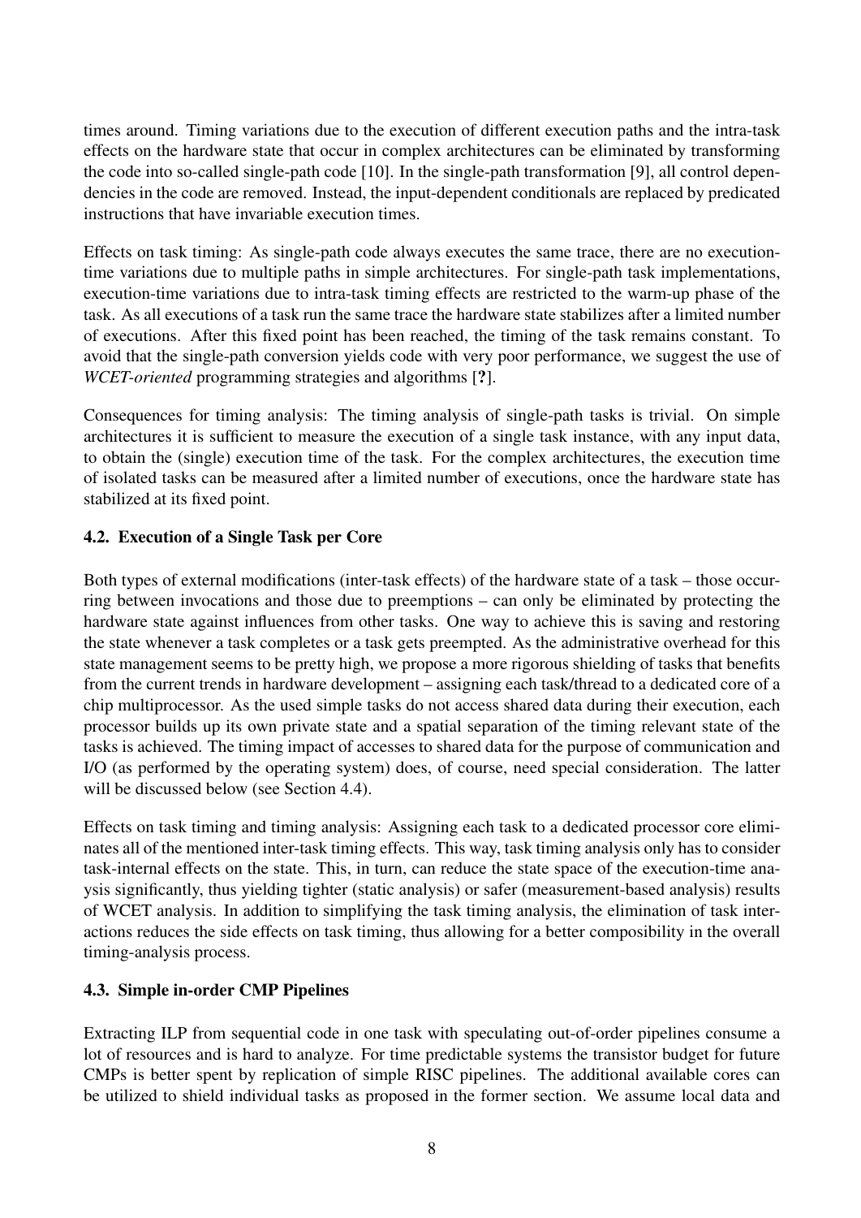times around. Timing variations due to the execution of different execution paths and the intra-task effects on the hardware state that occur in complex architectures can be eliminated by transforming the code into so-called single-path code [10]. In the single-path transformation [9], all control dependencies in the code are removed. Instead, the input-dependent conditionals are replaced by predicated instructions that have invariable execution times.

Effects on task timing: As single-path code always executes the same trace, there are no execution-time variations due to multiple paths in simple architectures. For single-path task implementations, execution-time variations due to intra-task timing effects are restricted to the warm-up phase of the task. As all executions of a task run the same trace the hardware state stabilizes after a limited number of executions. After this fixed point has been reached, the timing of the task remains constant. To avoid that the single-path conversion yields code with very poor performance, we suggest the use of *WCET-oriented* programming strategies and algorithms [**?**].

Consequences for timing analysis: The timing analysis of single-path tasks is trivial. On simple architectures it is sufficient to measure the execution of a single task instance, with any input data, to obtain the (single) execution time of the task. For the complex architectures, the execution time of isolated tasks can be measured after a limited number of executions, once the hardware state has stabilized at its fixed point.

### 4.2. Execution of a Single Task per Core

Both types of external modifications (inter-task effects) of the hardware state of a task – those occurring between invocations and those due to preemptions – can only be eliminated by protecting the hardware state against influences from other tasks. One way to achieve this is saving and restoring the state whenever a task completes or a task gets preempted. As the administrative overhead for this state management seems to be pretty high, we propose a more rigorous shielding of tasks that benefits from the current trends in hardware development – assigning each task/thread to a dedicated core of a chip multiprocessor. As the used simple tasks do not access shared data during their execution, each processor builds up its own private state and a spatial separation of the timing relevant state of the tasks is achieved. The timing impact of accesses to shared data for the purpose of communication and I/O (as performed by the operating system) does, of course, need special consideration. The latter will be discussed below (see Section 4.4).

Effects on task timing and timing analysis: Assigning each task to a dedicated processor core eliminates all of the mentioned inter-task timing effects. This way, task timing analysis only has to consider task-internal effects on the state. This, in turn, can reduce the state space of the execution-time anaysis significantly, thus yielding tighter (static analysis) or safer (measurement-based analysis) results of WCET analysis. In addition to simplifying the task timing analysis, the elimination of task interactions reduces the side effects on task timing, thus allowing for a better composibility in the overall timing-analysis process.

### 4.3. Simple in-order CMP Pipelines

Extracting ILP from sequential code in one task with speculating out-of-order pipelines consume a lot of resources and is hard to analyze. For time predictable systems the transistor budget for future CMPs is better spent by replication of simple RISC pipelines. The additional available cores can be utilized to shield individual tasks as proposed in the former section. We assume local data and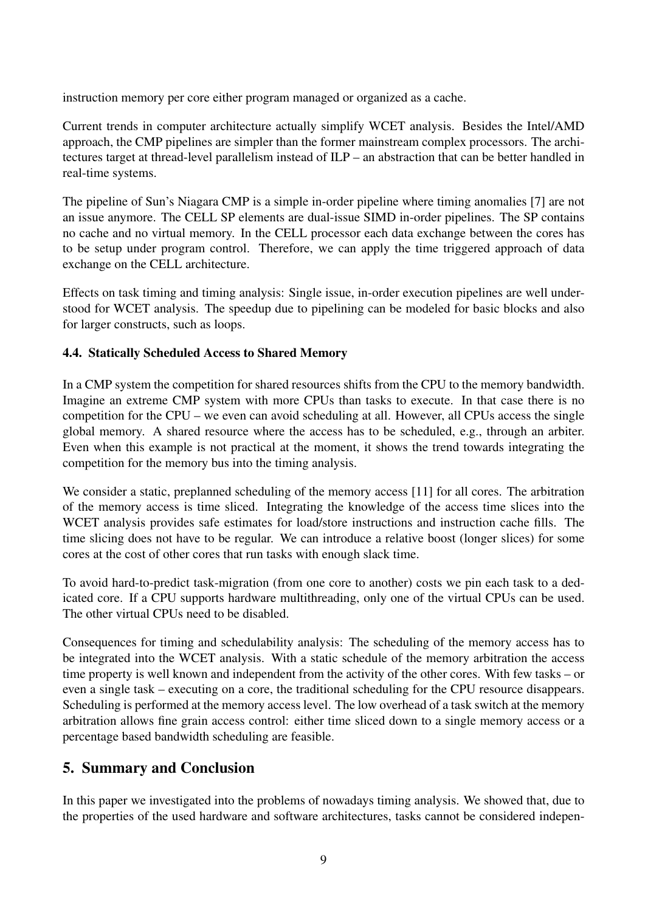instruction memory per core either program managed or organized as a cache.

Current trends in computer architecture actually simplify WCET analysis. Besides the Intel/AMD approach, the CMP pipelines are simpler than the former mainstream complex processors. The architectures target at thread-level parallelism instead of ILP – an abstraction that can be better handled in real-time systems.

The pipeline of Sun's Niagara CMP is a simple in-order pipeline where timing anomalies [7] are not an issue anymore. The CELL SP elements are dual-issue SIMD in-order pipelines. The SP contains no cache and no virtual memory. In the CELL processor each data exchange between the cores has to be setup under program control. Therefore, we can apply the time triggered approach of data exchange on the CELL architecture.

Effects on task timing and timing analysis: Single issue, in-order execution pipelines are well understood for WCET analysis. The speedup due to pipelining can be modeled for basic blocks and also for larger constructs, such as loops.

### 4.4. Statically Scheduled Access to Shared Memory

In a CMP system the competition for shared resources shifts from the CPU to the memory bandwidth. Imagine an extreme CMP system with more CPUs than tasks to execute. In that case there is no competition for the CPU – we even can avoid scheduling at all. However, all CPUs access the single global memory. A shared resource where the access has to be scheduled, e.g., through an arbiter. Even when this example is not practical at the moment, it shows the trend towards integrating the competition for the memory bus into the timing analysis.

We consider a static, preplanned scheduling of the memory access [11] for all cores. The arbitration of the memory access is time sliced. Integrating the knowledge of the access time slices into the WCET analysis provides safe estimates for load/store instructions and instruction cache fills. The time slicing does not have to be regular. We can introduce a relative boost (longer slices) for some cores at the cost of other cores that run tasks with enough slack time.

To avoid hard-to-predict task-migration (from one core to another) costs we pin each task to a dedicated core. If a CPU supports hardware multithreading, only one of the virtual CPUs can be used. The other virtual CPUs need to be disabled.

Consequences for timing and schedulability analysis: The scheduling of the memory access has to be integrated into the WCET analysis. With a static schedule of the memory arbitration the access time property is well known and independent from the activity of the other cores. With few tasks – or even a single task – executing on a core, the traditional scheduling for the CPU resource disappears. Scheduling is performed at the memory access level. The low overhead of a task switch at the memory arbitration allows fine grain access control: either time sliced down to a single memory access or a percentage based bandwidth scheduling are feasible.

## 5. Summary and Conclusion

In this paper we investigated into the problems of nowadays timing analysis. We showed that, due to the properties of the used hardware and software architectures, tasks cannot be considered indepen-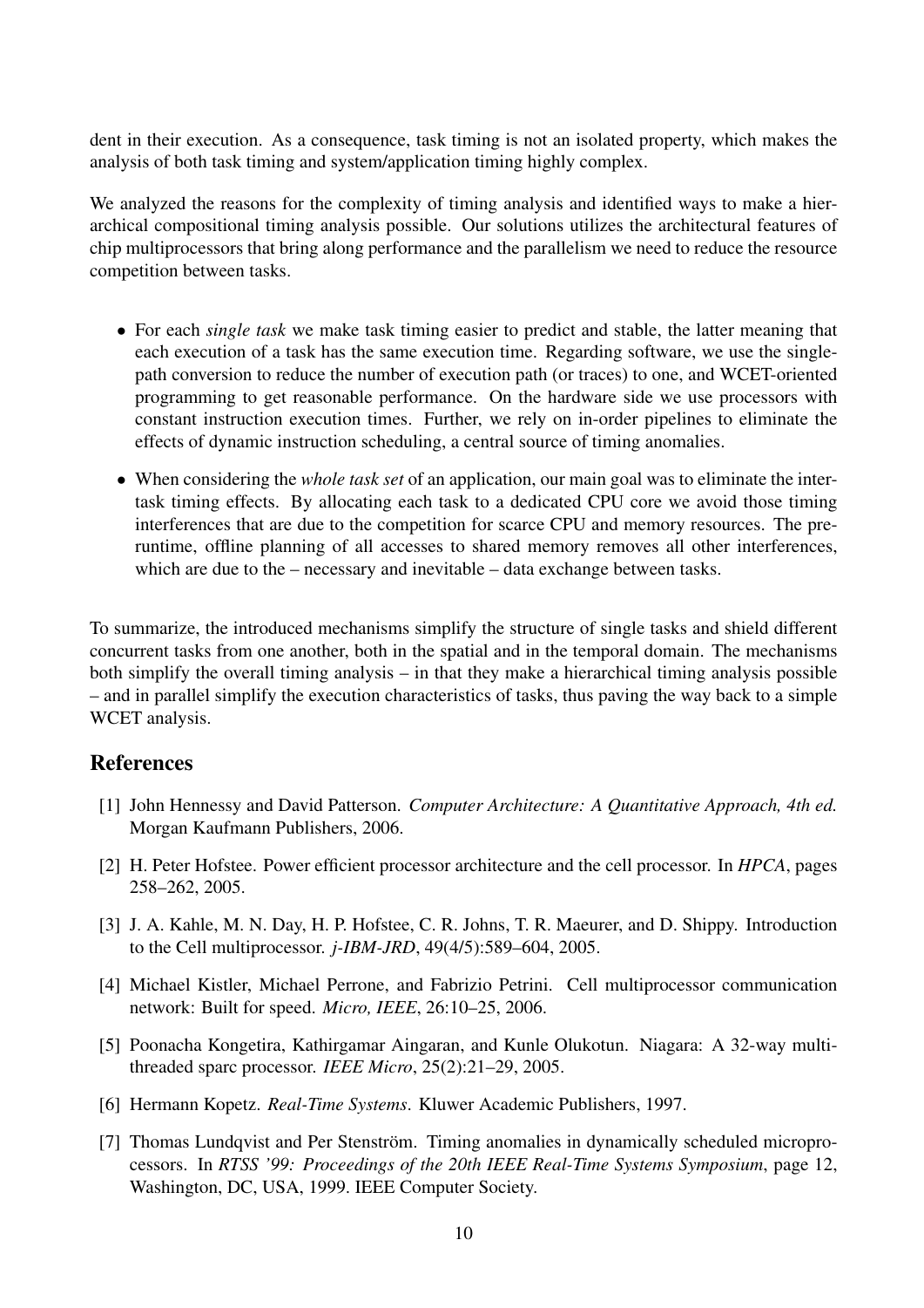dent in their execution. As a consequence, task timing is not an isolated property, which makes the analysis of both task timing and system/application timing highly complex.

We analyzed the reasons for the complexity of timing analysis and identified ways to make a hierarchical compositional timing analysis possible. Our solutions utilizes the architectural features of chip multiprocessors that bring along performance and the parallelism we need to reduce the resource competition between tasks.

- For each *single task* we make task timing easier to predict and stable, the latter meaning that each execution of a task has the same execution time. Regarding software, we use the single-path conversion to reduce the number of execution path (or traces) to one, and WCET-oriented programming to get reasonable performance. On the hardware side we use processors with constant instruction execution times. Further, we rely on in-order pipelines to eliminate the effects of dynamic instruction scheduling, a central source of timing anomalies.
- When considering the *whole task set* of an application, our main goal was to eliminate the inter-task timing effects. By allocating each task to a dedicated CPU core we avoid those timing interferences that are due to the competition for scarce CPU and memory resources. The pre-runtime, offline planning of all accesses to shared memory removes all other interferences, which are due to the – necessary and inevitable – data exchange between tasks.

To summarize, the introduced mechanisms simplify the structure of single tasks and shield different concurrent tasks from one another, both in the spatial and in the temporal domain. The mechanisms both simplify the overall timing analysis – in that they make a hierarchical timing analysis possible – and in parallel simplify the execution characteristics of tasks, thus paving the way back to a simple WCET analysis.

## References

[1] John Hennessy and David Patterson. *Computer Architecture: A Quantitative Approach, 4th ed.* Morgan Kaufmann Publishers, 2006.

[2] H. Peter Hofstee. Power efficient processor architecture and the cell processor. In *HPCA*, pages 258–262, 2005.

[3] J. A. Kahle, M. N. Day, H. P. Hofstee, C. R. Johns, T. R. Maeurer, and D. Shippy. Introduction to the Cell multiprocessor. *j-IBM-JRD*, 49(4/5):589–604, 2005.

[4] Michael Kistler, Michael Perrone, and Fabrizio Petrini. Cell multiprocessor communication network: Built for speed. *Micro, IEEE*, 26:10–25, 2006.

[5] Poonacha Kongetira, Kathirgamar Aingaran, and Kunle Olukotun. Niagara: A 32-way multi-threaded sparc processor. *IEEE Micro*, 25(2):21–29, 2005.

[6] Hermann Kopetz. *Real-Time Systems*. Kluwer Academic Publishers, 1997.

[7] Thomas Lundqvist and Per Stenström. Timing anomalies in dynamically scheduled microprocessors. In *RTSS '99: Proceedings of the 20th IEEE Real-Time Systems Symposium*, page 12, Washington, DC, USA, 1999. IEEE Computer Society.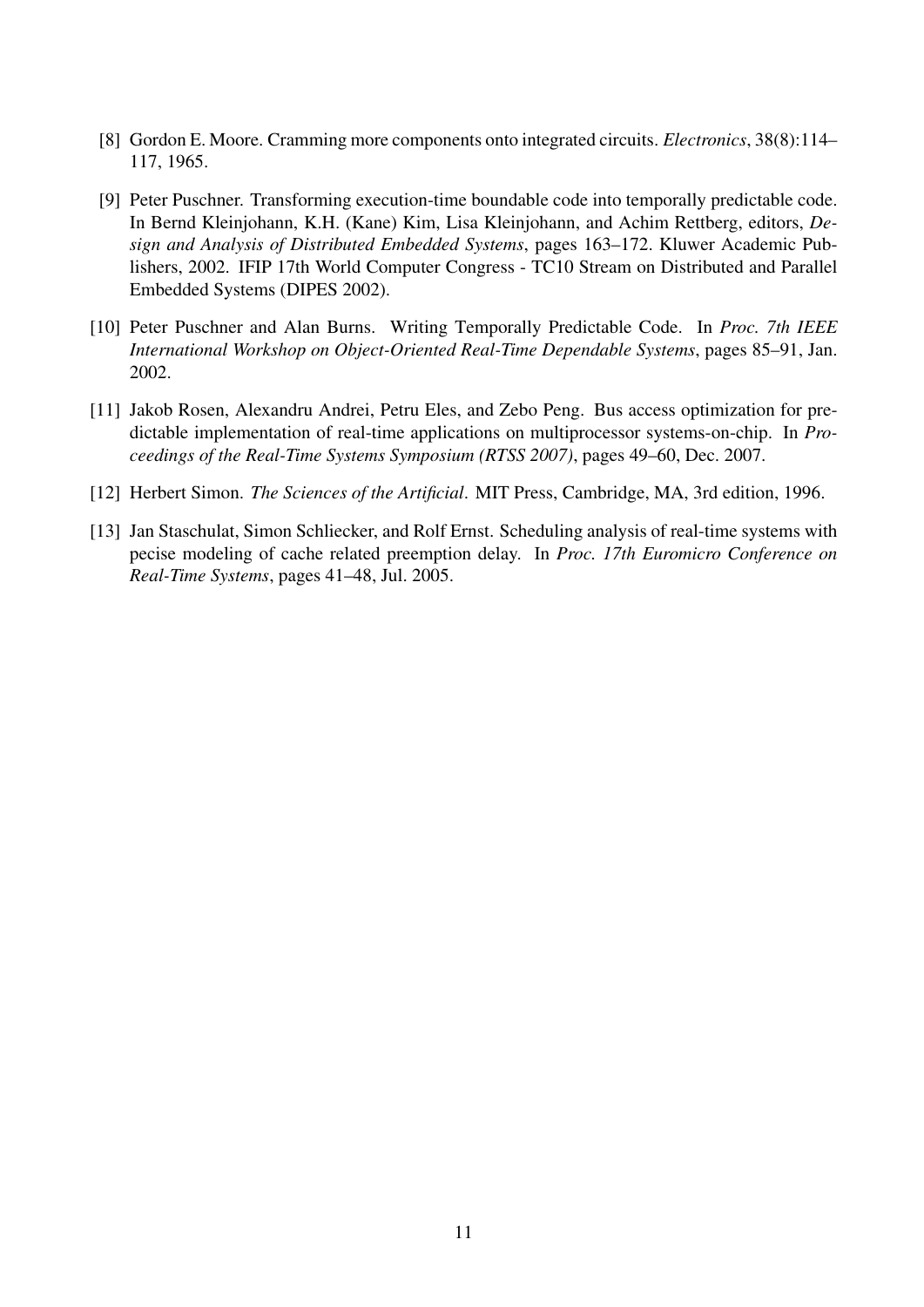[8] Gordon E. Moore. Cramming more components onto integrated circuits. *Electronics*, 38(8):114–117, 1965.

[9] Peter Puschner. Transforming execution-time boundable code into temporally predictable code. In Bernd Kleinjohann, K.H. (Kane) Kim, Lisa Kleinjohann, and Achim Rettberg, editors, *Design and Analysis of Distributed Embedded Systems*, pages 163–172. Kluwer Academic Publishers, 2002. IFIP 17th World Computer Congress - TC10 Stream on Distributed and Parallel Embedded Systems (DIPES 2002).

[10] Peter Puschner and Alan Burns. Writing Temporally Predictable Code. In *Proc. 7th IEEE International Workshop on Object-Oriented Real-Time Dependable Systems*, pages 85–91, Jan. 2002.

[11] Jakob Rosen, Alexandru Andrei, Petru Eles, and Zebo Peng. Bus access optimization for predictable implementation of real-time applications on multiprocessor systems-on-chip. In *Proceedings of the Real-Time Systems Symposium (RTSS 2007)*, pages 49–60, Dec. 2007.

[12] Herbert Simon. *The Sciences of the Artificial*. MIT Press, Cambridge, MA, 3rd edition, 1996.

[13] Jan Staschulat, Simon Schliecker, and Rolf Ernst. Scheduling analysis of real-time systems with pecise modeling of cache related preemption delay. In *Proc. 17th Euromicro Conference on Real-Time Systems*, pages 41–48, Jul. 2005.